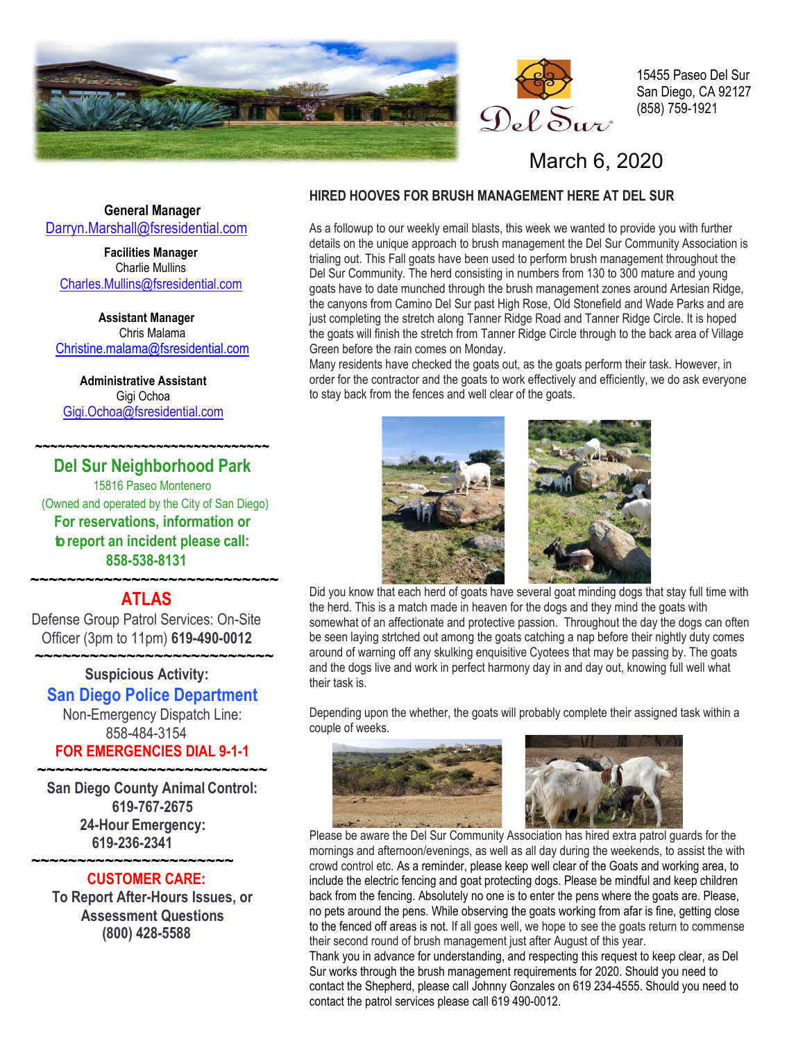Del Sur

15455 Paseo Del Sur
San Diego, CA 92127
(858) 759-1921

March 6, 2020

**General Manager**
Darryn.Marshall@fsresidential.com

**Facilities Manager**
Charlie Mullins
Charles.Mullins@fsresidential.com

**Assistant Manager**
Chris Malama
Christine.malama@fsresidential.com

**Administrative Assistant**
Gigi Ochoa
Gigi.Ochoa@fsresidential.com

~~~~~~~~~~~~~~~~~~~~~~~~~~~~~~

**Del Sur Neighborhood Park**
15816 Paseo Montenero
(Owned and operated by the City of San Diego)
**For reservations, information or to report an incident please call:**
**858-538-8131**

~~~~~~~~~~~~~~~~~~~~~~~~~~~~~~

**ATLAS**
Defense Group Patrol Services: On-Site Officer (3pm to 11pm) **619-490-0012**

~~~~~~~~~~~~~~~~~~~~~~~~~~~~~~

**Suspicious Activity:**
**San Diego Police Department**
Non-Emergency Dispatch Line:
858-484-3154
**FOR EMERGENCIES DIAL 9-1-1**

~~~~~~~~~~~~~~~~~~~~~~~~~~~~~~

**San Diego County Animal Control:**
**619-767-2675**
**24-Hour Emergency:**
**619-236-2341**

~~~~~~~~~~~~~~~~~~~~~~~~~~~~~~

**CUSTOMER CARE:**
**To Report After-Hours Issues, or Assessment Questions**
**(800) 428-5588**

## HIRED HOOVES FOR BRUSH MANAGEMENT HERE AT DEL SUR

As a followup to our weekly email blasts, this week we wanted to provide you with further details on the unique approach to brush management the Del Sur Community Association is trialing out. This Fall goats have been used to perform brush management throughout the Del Sur Community. The herd consisting in numbers from 130 to 300 mature and young goats have to date munched through the brush management zones around Artesian Ridge, the canyons from Camino Del Sur past High Rose, Old Stonefield and Wade Parks and are just completing the stretch along Tanner Ridge Road and Tanner Ridge Circle. It is hoped the goats will finish the stretch from Tanner Ridge Circle through to the back area of Village Green before the rain comes on Monday.

Many residents have checked the goats out, as the goats perform their task. However, in order for the contractor and the goats to work effectively and efficiently, we do ask everyone to stay back from the fences and well clear of the goats.

Did you know that each herd of goats have several goat minding dogs that stay full time with the herd. This is a match made in heaven for the dogs and they mind the goats with somewhat of an affectionate and protective passion. Throughout the day the dogs can often be seen laying strtched out among the goats catching a nap before their nightly duty comes around of warning off any skulking enquisitive Cyotees that may be passing by. The goats and the dogs live and work in perfect harmony day in and day out, knowing full well what their task is.

Depending upon the whether, the goats will probably complete their assigned task within a couple of weeks.

Please be aware the Del Sur Community Association has hired extra patrol guards for the mornings and afternoon/evenings, as well as all day during the weekends, to assist the with crowd control etc. As a reminder, please keep well clear of the Goats and working area, to include the electric fencing and goat protecting dogs. Please be mindful and keep children back from the fencing. Absolutely no one is to enter the pens where the goats are. Please, no pets around the pens. While observing the goats working from afar is fine, getting close to the fenced off areas is not. If all goes well, we hope to see the goats return to commense their second round of brush management just after August of this year.

Thank you in advance for understanding, and respecting this request to keep clear, as Del Sur works through the brush management requirements for 2020. Should you need to contact the Shepherd, please call Johnny Gonzales on 619 234-4555. Should you need to contact the patrol services please call 619 490-0012.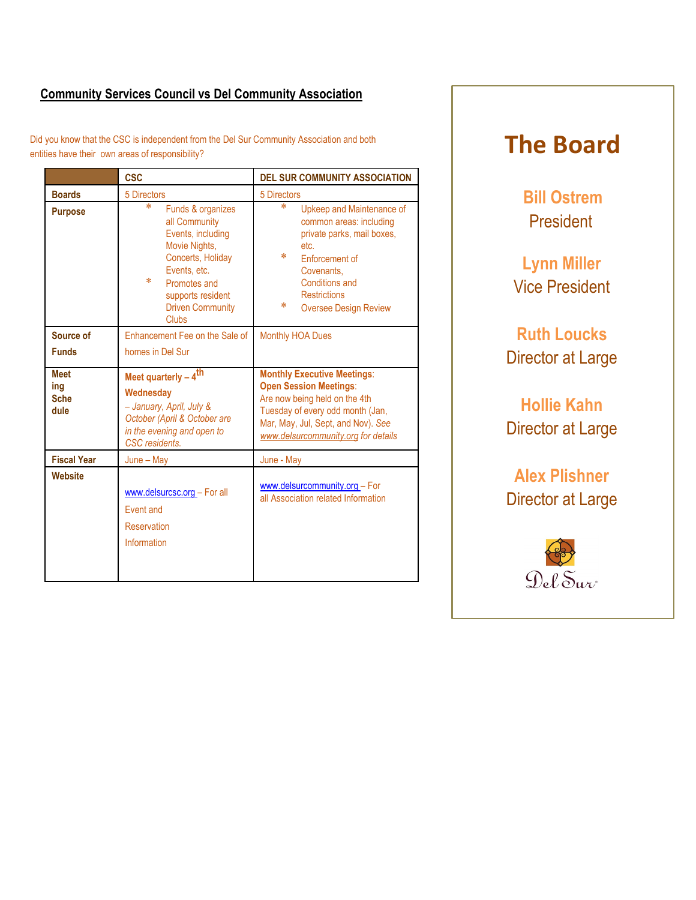## Community Services Council vs Del Community Association

Did you know that the CSC is independent from the Del Sur Community Association and both entities have their own areas of responsibility?

| | CSC | DEL SUR COMMUNITY ASSOCIATION |
|---|---|---|
| **Boards** | 5 Directors | 5 Directors |
| **Purpose** | * Funds & organizes all Community Events, including Movie Nights, Concerts, Holiday Events, etc.<br>* Promotes and supports resident Driven Community Clubs | * Upkeep and Maintenance of common areas: including private parks, mail boxes, etc.<br>* Enforcement of Covenants, Conditions and Restrictions<br>* Oversee Design Review |
| **Source of Funds** | Enhancement Fee on the Sale of homes in Del Sur | Monthly HOA Dues |
| **Meeting Schedule** | **Meet quarterly – 4th Wednesday** *– January, April, July & October (April & October are in the evening and open to CSC residents.* | **Monthly Executive Meetings**:<br>**Open Session Meetings**: Are now being held on the 4th Tuesday of every odd month (Jan, Mar, May, Jul, Sept, and Nov). *See www.delsurcommunity.org for details* |
| **Fiscal Year** | June – May | June - May |
| **Website** | www.delsurcsc.org – For all Event and Reservation Information | www.delsurcommunity.org – For all Association related Information |

# The Board

**Bill Ostrem**
President

**Lynn Miller**
Vice President

**Ruth Loucks**
Director at Large

**Hollie Kahn**
Director at Large

**Alex Plishner**
Director at Large

Del Sur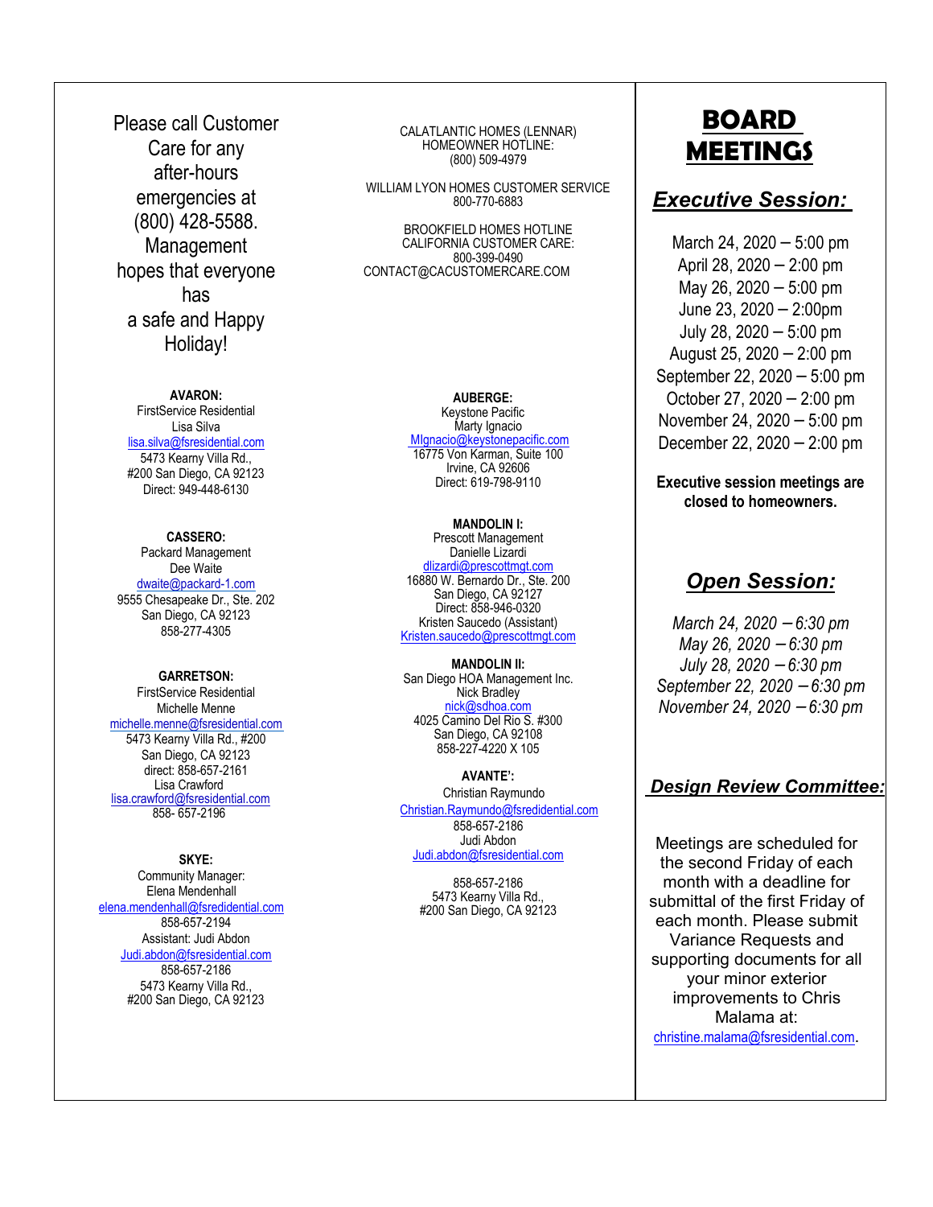Please call Customer Care for any after-hours emergencies at (800) 428-5588. Management hopes that everyone has a safe and Happy Holiday!

CALATLANTIC HOMES (LENNAR)
HOMEOWNER HOTLINE:
(800) 509-4979

WILLIAM LYON HOMES CUSTOMER SERVICE
800-770-6883

BROOKFIELD HOMES HOTLINE
CALIFORNIA CUSTOMER CARE:
800-399-0490
CONTACT@CACUSTOMERCARE.COM

**AVARON:**
FirstService Residential
Lisa Silva
lisa.silva@fsresidential.com
5473 Kearny Villa Rd.,
#200 San Diego, CA 92123
Direct: 949-448-6130

**CASSERO:**
Packard Management
Dee Waite
dwaite@packard-1.com
9555 Chesapeake Dr., Ste. 202
San Diego, CA 92123
858-277-4305

**GARRETSON:**
FirstService Residential
Michelle Menne
michelle.menne@fsresidential.com
5473 Kearny Villa Rd., #200
San Diego, CA 92123
direct: 858-657-2161
Lisa Crawford
lisa.crawford@fsresidential.com
858- 657-2196

**SKYE:**
Community Manager:
Elena Mendenhall
elena.mendenhall@fsredidential.com
858-657-2194
Assistant: Judi Abdon
Judi.abdon@fsresidential.com
858-657-2186
5473 Kearny Villa Rd.,
#200 San Diego, CA 92123

**AUBERGE:**
Keystone Pacific
Marty Ignacio
MIgnacio@keystonepacific.com
16775 Von Karman, Suite 100
Irvine, CA 92606
Direct: 619-798-9110

**MANDOLIN I:**
Prescott Management
Danielle Lizardi
dlizardi@prescottmgt.com
16880 W. Bernardo Dr., Ste. 200
San Diego, CA 92127
Direct: 858-946-0320
Kristen Saucedo (Assistant)
Kristen.saucedo@prescottmgt.com

**MANDOLIN II:**
San Diego HOA Management Inc.
Nick Bradley
nick@sdhoa.com
4025 Camino Del Rio S. #300
San Diego, CA 92108
858-227-4220 X 105

**AVANTE':**
Christian Raymundo
Christian.Raymundo@fsredidential.com
858-657-2186
Judi Abdon
Judi.abdon@fsresidential.com

858-657-2186
5473 Kearny Villa Rd.,
#200 San Diego, CA 92123

# BOARD MEETINGS

## ***Executive Session:***

March 24, 2020 – 5:00 pm
April 28, 2020 – 2:00 pm
May 26, 2020 – 5:00 pm
June 23, 2020 – 2:00pm
July 28, 2020 – 5:00 pm
August 25, 2020 – 2:00 pm
September 22, 2020 – 5:00 pm
October 27, 2020 – 2:00 pm
November 24, 2020 – 5:00 pm
December 22, 2020 – 2:00 pm

**Executive session meetings are closed to homeowners.**

## ***Open Session:***

*March 24, 2020 – 6:30 pm*
*May 26, 2020 – 6:30 pm*
*July 28, 2020 – 6:30 pm*
*September 22, 2020 – 6:30 pm*
*November 24, 2020 – 6:30 pm*

## ***Design Review Committee:***

Meetings are scheduled for the second Friday of each month with a deadline for submittal of the first Friday of each month. Please submit Variance Requests and supporting documents for all your minor exterior improvements to Chris Malama at: christine.malama@fsresidential.com.